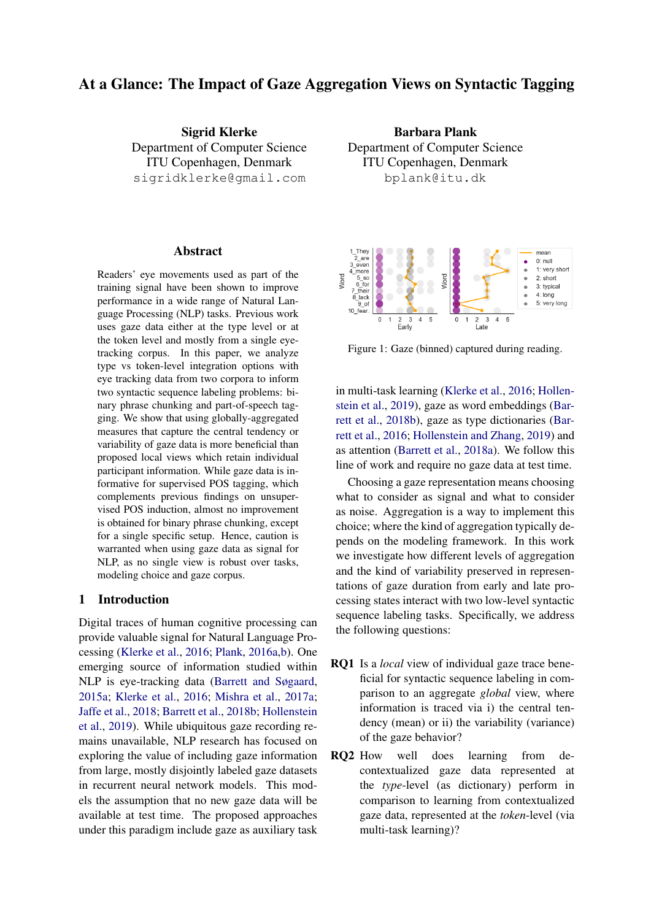# At a Glance: The Impact of Gaze Aggregation Views on Syntactic Tagging

**Sigrid Klerke**
Department of Computer Science
ITU Copenhagen, Denmark
sigridklerke@gmail.com

**Barbara Plank**
Department of Computer Science
ITU Copenhagen, Denmark
bplank@itu.dk

## Abstract

Readers' eye movements used as part of the training signal have been shown to improve performance in a wide range of Natural Language Processing (NLP) tasks. Previous work uses gaze data either at the type level or at the token level and mostly from a single eye-tracking corpus. In this paper, we analyze type vs token-level integration options with eye tracking data from two corpora to inform two syntactic sequence labeling problems: binary phrase chunking and part-of-speech tagging. We show that using globally-aggregated measures that capture the central tendency or variability of gaze data is more beneficial than proposed local views which retain individual participant information. While gaze data is informative for supervised POS tagging, which complements previous findings on unsupervised POS induction, almost no improvement is obtained for binary phrase chunking, except for a single specific setup. Hence, caution is warranted when using gaze data as signal for NLP, as no single view is robust over tasks, modeling choice and gaze corpus.

## 1 Introduction

Digital traces of human cognitive processing can provide valuable signal for Natural Language Processing (Klerke et al., 2016; Plank, 2016a,b). One emerging source of information studied within NLP is eye-tracking data (Barrett and Søgaard, 2015a; Klerke et al., 2016; Mishra et al., 2017a; Jaffe et al., 2018; Barrett et al., 2018b; Hollenstein et al., 2019). While ubiquitous gaze recording remains unavailable, NLP research has focused on exploring the value of including gaze information from large, mostly disjointly labeled gaze datasets in recurrent neural network models. This models the assumption that no new gaze data will be available at test time. The proposed approaches under this paradigm include gaze as auxiliary task in multi-task learning (Klerke et al., 2016; Hollenstein et al., 2019), gaze as word embeddings (Barrett et al., 2018b), gaze as type dictionaries (Barrett et al., 2016; Hollenstein and Zhang, 2019) and as attention (Barrett et al., 2018a). We follow this line of work and require no gaze data at test time.

Figure 1: Gaze (binned) captured during reading.

Choosing a gaze representation means choosing what to consider as signal and what to consider as noise. Aggregation is a way to implement this choice; where the kind of aggregation typically depends on the modeling framework. In this work we investigate how different levels of aggregation and the kind of variability preserved in representations of gaze duration from early and late processing states interact with two low-level syntactic sequence labeling tasks. Specifically, we address the following questions:

**RQ1** Is a *local* view of individual gaze trace beneficial for syntactic sequence labeling in comparison to an aggregate *global* view, where information is traced via i) the central tendency (mean) or ii) the variability (variance) of the gaze behavior?

**RQ2** How well does learning from decontextualized gaze data represented at the *type*-level (as dictionary) perform in comparison to learning from contextualized gaze data, represented at the *token*-level (via multi-task learning)?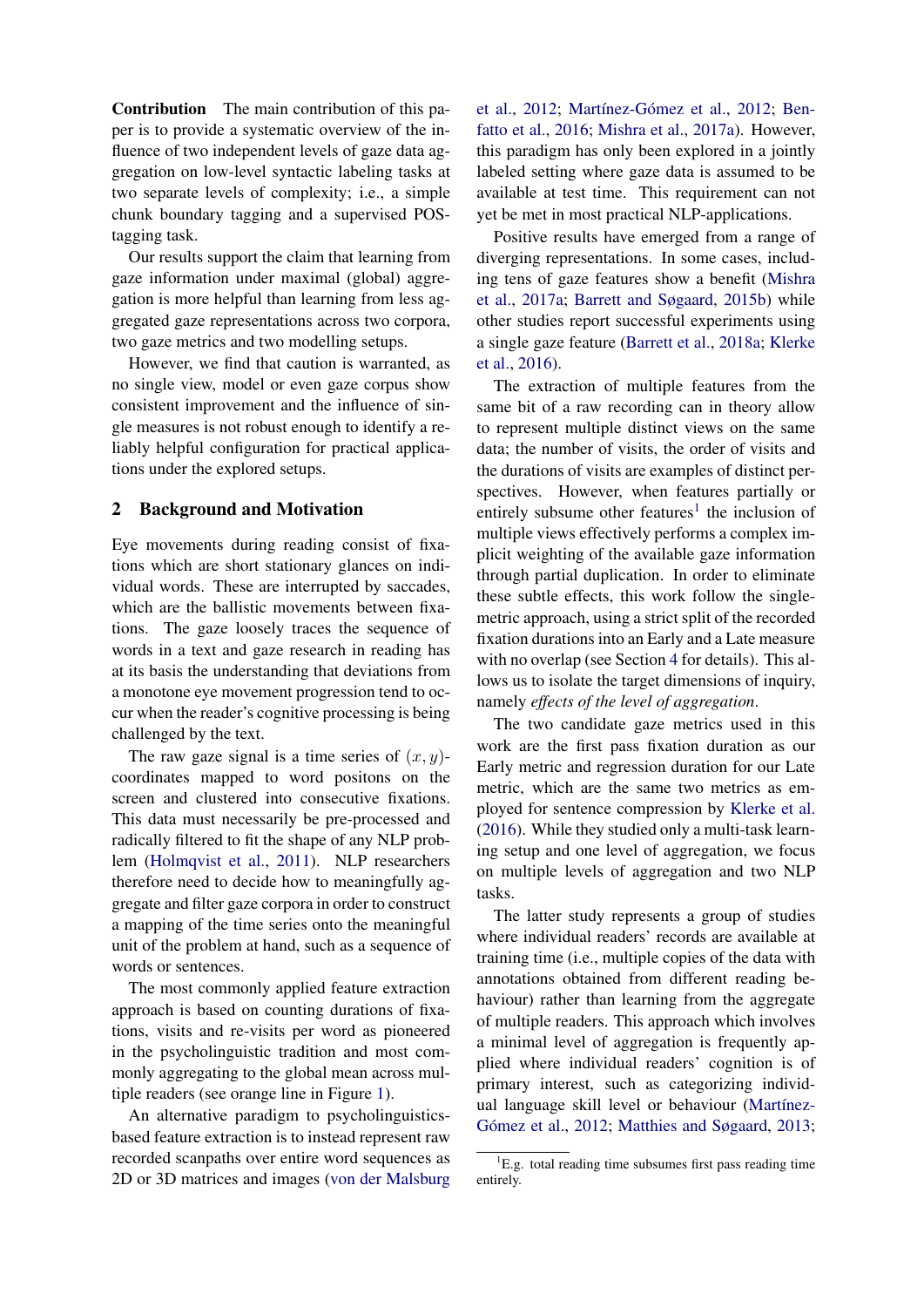**Contribution** The main contribution of this paper is to provide a systematic overview of the influence of two independent levels of gaze data aggregation on low-level syntactic labeling tasks at two separate levels of complexity; i.e., a simple chunk boundary tagging and a supervised POS-tagging task.

Our results support the claim that learning from gaze information under maximal (global) aggregation is more helpful than learning from less aggregated gaze representations across two corpora, two gaze metrics and two modelling setups.

However, we find that caution is warranted, as no single view, model or even gaze corpus show consistent improvement and the influence of single measures is not robust enough to identify a reliably helpful configuration for practical applications under the explored setups.

## 2 Background and Motivation

Eye movements during reading consist of fixations which are short stationary glances on individual words. These are interrupted by saccades, which are the ballistic movements between fixations. The gaze loosely traces the sequence of words in a text and gaze research in reading has at its basis the understanding that deviations from a monotone eye movement progression tend to occur when the reader's cognitive processing is being challenged by the text.

The raw gaze signal is a time series of $(x, y)$-coordinates mapped to word positons on the screen and clustered into consecutive fixations. This data must necessarily be pre-processed and radically filtered to fit the shape of any NLP problem (Holmqvist et al., 2011). NLP researchers therefore need to decide how to meaningfully aggregate and filter gaze corpora in order to construct a mapping of the time series onto the meaningful unit of the problem at hand, such as a sequence of words or sentences.

The most commonly applied feature extraction approach is based on counting durations of fixations, visits and re-visits per word as pioneered in the psycholinguistic tradition and most commonly aggregating to the global mean across multiple readers (see orange line in Figure 1).

An alternative paradigm to psycholinguistics-based feature extraction is to instead represent raw recorded scanpaths over entire word sequences as 2D or 3D matrices and images (von der Malsburg et al., 2012; Martínez-Gómez et al., 2012; Benfatto et al., 2016; Mishra et al., 2017a). However, this paradigm has only been explored in a jointly labeled setting where gaze data is assumed to be available at test time. This requirement can not yet be met in most practical NLP-applications.

Positive results have emerged from a range of diverging representations. In some cases, including tens of gaze features show a benefit (Mishra et al., 2017a; Barrett and Søgaard, 2015b) while other studies report successful experiments using a single gaze feature (Barrett et al., 2018a; Klerke et al., 2016).

The extraction of multiple features from the same bit of a raw recording can in theory allow to represent multiple distinct views on the same data; the number of visits, the order of visits and the durations of visits are examples of distinct perspectives. However, when features partially or entirely subsume other features[1] the inclusion of multiple views effectively performs a complex implicit weighting of the available gaze information through partial duplication. In order to eliminate these subtle effects, this work follow the single-metric approach, using a strict split of the recorded fixation durations into an Early and a Late measure with no overlap (see Section 4 for details). This allows us to isolate the target dimensions of inquiry, namely *effects of the level of aggregation*.

The two candidate gaze metrics used in this work are the first pass fixation duration as our Early metric and regression duration for our Late metric, which are the same two metrics as employed for sentence compression by Klerke et al. (2016). While they studied only a multi-task learning setup and one level of aggregation, we focus on multiple levels of aggregation and two NLP tasks.

The latter study represents a group of studies where individual readers' records are available at training time (i.e., multiple copies of the data with annotations obtained from different reading behaviour) rather than learning from the aggregate of multiple readers. This approach which involves a minimal level of aggregation is frequently applied where individual readers' cognition is of primary interest, such as categorizing individual language skill level or behaviour (Martínez-Gómez et al., 2012; Matthies and Søgaard, 2013;

[1] E.g. total reading time subsumes first pass reading time entirely.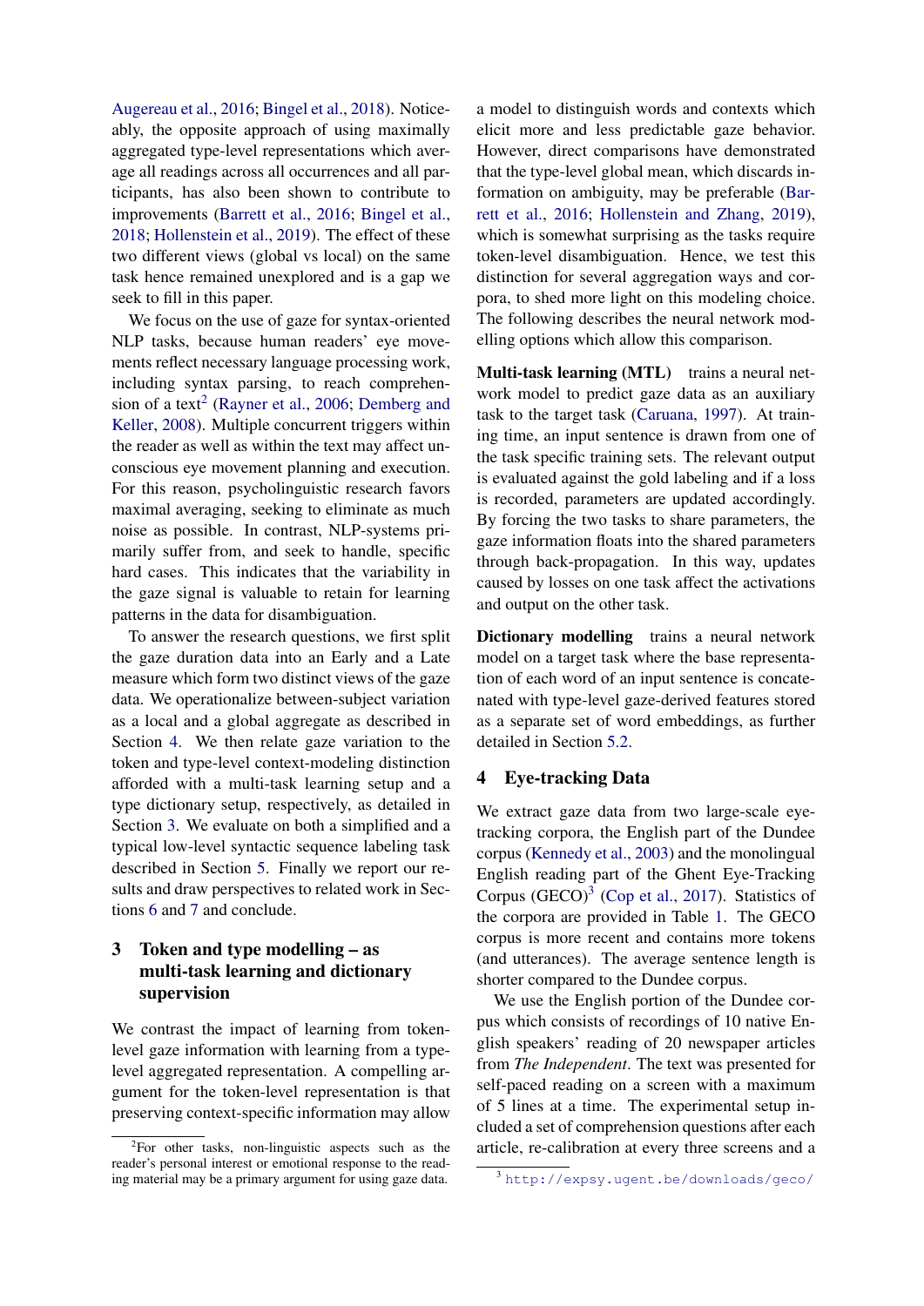Augereau et al., 2016; Bingel et al., 2018). Noticeably, the opposite approach of using maximally aggregated type-level representations which average all readings across all occurrences and all participants, has also been shown to contribute to improvements (Barrett et al., 2016; Bingel et al., 2018; Hollenstein et al., 2019). The effect of these two different views (global vs local) on the same task hence remained unexplored and is a gap we seek to fill in this paper.

We focus on the use of gaze for syntax-oriented NLP tasks, because human readers' eye movements reflect necessary language processing work, including syntax parsing, to reach comprehension of a text[2] (Rayner et al., 2006; Demberg and Keller, 2008). Multiple concurrent triggers within the reader as well as within the text may affect unconscious eye movement planning and execution. For this reason, psycholinguistic research favors maximal averaging, seeking to eliminate as much noise as possible. In contrast, NLP-systems primarily suffer from, and seek to handle, specific hard cases. This indicates that the variability in the gaze signal is valuable to retain for learning patterns in the data for disambiguation.

To answer the research questions, we first split the gaze duration data into an Early and a Late measure which form two distinct views of the gaze data. We operationalize between-subject variation as a local and a global aggregate as described in Section 4. We then relate gaze variation to the token and type-level context-modeling distinction afforded with a multi-task learning setup and a type dictionary setup, respectively, as detailed in Section 3. We evaluate on both a simplified and a typical low-level syntactic sequence labeling task described in Section 5. Finally we report our results and draw perspectives to related work in Sections 6 and 7 and conclude.

## 3 Token and type modelling – as multi-task learning and dictionary supervision

We contrast the impact of learning from token-level gaze information with learning from a type-level aggregated representation. A compelling argument for the token-level representation is that preserving context-specific information may allow a model to distinguish words and contexts which elicit more and less predictable gaze behavior. However, direct comparisons have demonstrated that the type-level global mean, which discards information on ambiguity, may be preferable (Barrett et al., 2016; Hollenstein and Zhang, 2019), which is somewhat surprising as the tasks require token-level disambiguation. Hence, we test this distinction for several aggregation ways and corpora, to shed more light on this modeling choice. The following describes the neural network modelling options which allow this comparison.

**Multi-task learning (MTL)** trains a neural network model to predict gaze data as an auxiliary task to the target task (Caruana, 1997). At training time, an input sentence is drawn from one of the task specific training sets. The relevant output is evaluated against the gold labeling and if a loss is recorded, parameters are updated accordingly. By forcing the two tasks to share parameters, the gaze information floats into the shared parameters through back-propagation. In this way, updates caused by losses on one task affect the activations and output on the other task.

**Dictionary modelling** trains a neural network model on a target task where the base representation of each word of an input sentence is concatenated with type-level gaze-derived features stored as a separate set of word embeddings, as further detailed in Section 5.2.

## 4 Eye-tracking Data

We extract gaze data from two large-scale eye-tracking corpora, the English part of the Dundee corpus (Kennedy et al., 2003) and the monolingual English reading part of the Ghent Eye-Tracking Corpus (GECO)[3] (Cop et al., 2017). Statistics of the corpora are provided in Table 1. The GECO corpus is more recent and contains more tokens (and utterances). The average sentence length is shorter compared to the Dundee corpus.

We use the English portion of the Dundee corpus which consists of recordings of 10 native English speakers' reading of 20 newspaper articles from *The Independent*. The text was presented for self-paced reading on a screen with a maximum of 5 lines at a time. The experimental setup included a set of comprehension questions after each article, re-calibration at every three screens and a

[2] For other tasks, non-linguistic aspects such as the reader's personal interest or emotional response to the reading material may be a primary argument for using gaze data.

[3] http://expsy.ugent.be/downloads/geco/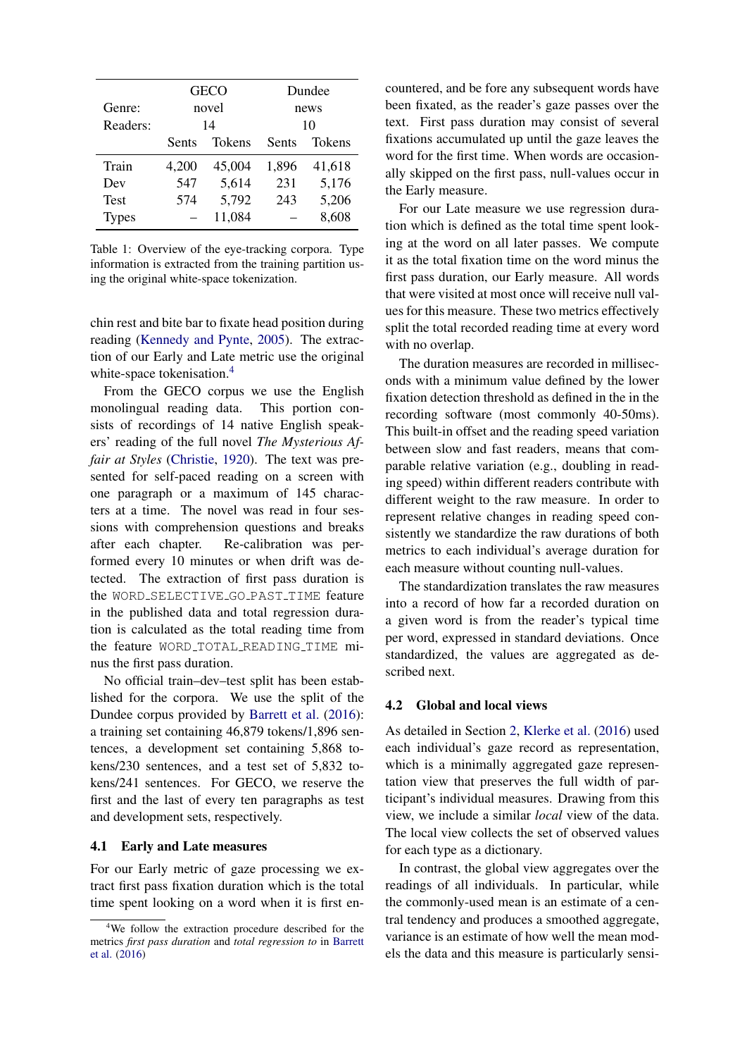| | GECO | | Dundee | |
|---|---|---|---|---|
| Genre: | novel | | news | |
| Readers: | 14 | | 10 | |
| | Sents | Tokens | Sents | Tokens |
| Train | 4,200 | 45,004 | 1,896 | 41,618 |
| Dev | 547 | 5,614 | 231 | 5,176 |
| Test | 574 | 5,792 | 243 | 5,206 |
| Types | – | 11,084 | – | 8,608 |

Table 1: Overview of the eye-tracking corpora. Type information is extracted from the training partition using the original white-space tokenization.

chin rest and bite bar to fixate head position during reading (Kennedy and Pynte, 2005). The extraction of our Early and Late metric use the original white-space tokenisation.[4]

From the GECO corpus we use the English monolingual reading data. This portion consists of recordings of 14 native English speakers' reading of the full novel *The Mysterious Affair at Styles* (Christie, 1920). The text was presented for self-paced reading on a screen with one paragraph or a maximum of 145 characters at a time. The novel was read in four sessions with comprehension questions and breaks after each chapter. Re-calibration was performed every 10 minutes or when drift was detected. The extraction of first pass duration is the `WORD_SELECTIVE_GO_PAST_TIME` feature in the published data and total regression duration is calculated as the total reading time from the feature `WORD_TOTAL_READING_TIME` minus the first pass duration.

No official train–dev–test split has been established for the corpora. We use the split of the Dundee corpus provided by Barrett et al. (2016): a training set containing 46,879 tokens/1,896 sentences, a development set containing 5,868 tokens/230 sentences, and a test set of 5,832 tokens/241 sentences. For GECO, we reserve the first and the last of every ten paragraphs as test and development sets, respectively.

### 4.1 Early and Late measures

For our Early metric of gaze processing we extract first pass fixation duration which is the total time spent looking on a word when it is first encountered, and be fore any subsequent words have been fixated, as the reader's gaze passes over the text. First pass duration may consist of several fixations accumulated up until the gaze leaves the word for the first time. When words are occasionally skipped on the first pass, null-values occur in the Early measure.

For our Late measure we use regression duration which is defined as the total time spent looking at the word on all later passes. We compute it as the total fixation time on the word minus the first pass duration, our Early measure. All words that were visited at most once will receive null values for this measure. These two metrics effectively split the total recorded reading time at every word with no overlap.

The duration measures are recorded in milliseconds with a minimum value defined by the lower fixation detection threshold as defined in the in the recording software (most commonly 40-50ms). This built-in offset and the reading speed variation between slow and fast readers, means that comparable relative variation (e.g., doubling in reading speed) within different readers contribute with different weight to the raw measure. In order to represent relative changes in reading speed consistently we standardize the raw durations of both metrics to each individual's average duration for each measure without counting null-values.

The standardization translates the raw measures into a record of how far a recorded duration on a given word is from the reader's typical time per word, expressed in standard deviations. Once standardized, the values are aggregated as described next.

### 4.2 Global and local views

As detailed in Section 2, Klerke et al. (2016) used each individual's gaze record as representation, which is a minimally aggregated gaze representation view that preserves the full width of participant's individual measures. Drawing from this view, we include a similar *local* view of the data. The local view collects the set of observed values for each type as a dictionary.

In contrast, the global view aggregates over the readings of all individuals. In particular, while the commonly-used mean is an estimate of a central tendency and produces a smoothed aggregate, variance is an estimate of how well the mean models the data and this measure is particularly sensi-

[4]We follow the extraction procedure described for the metrics *first pass duration* and *total regression to* in Barrett et al. (2016)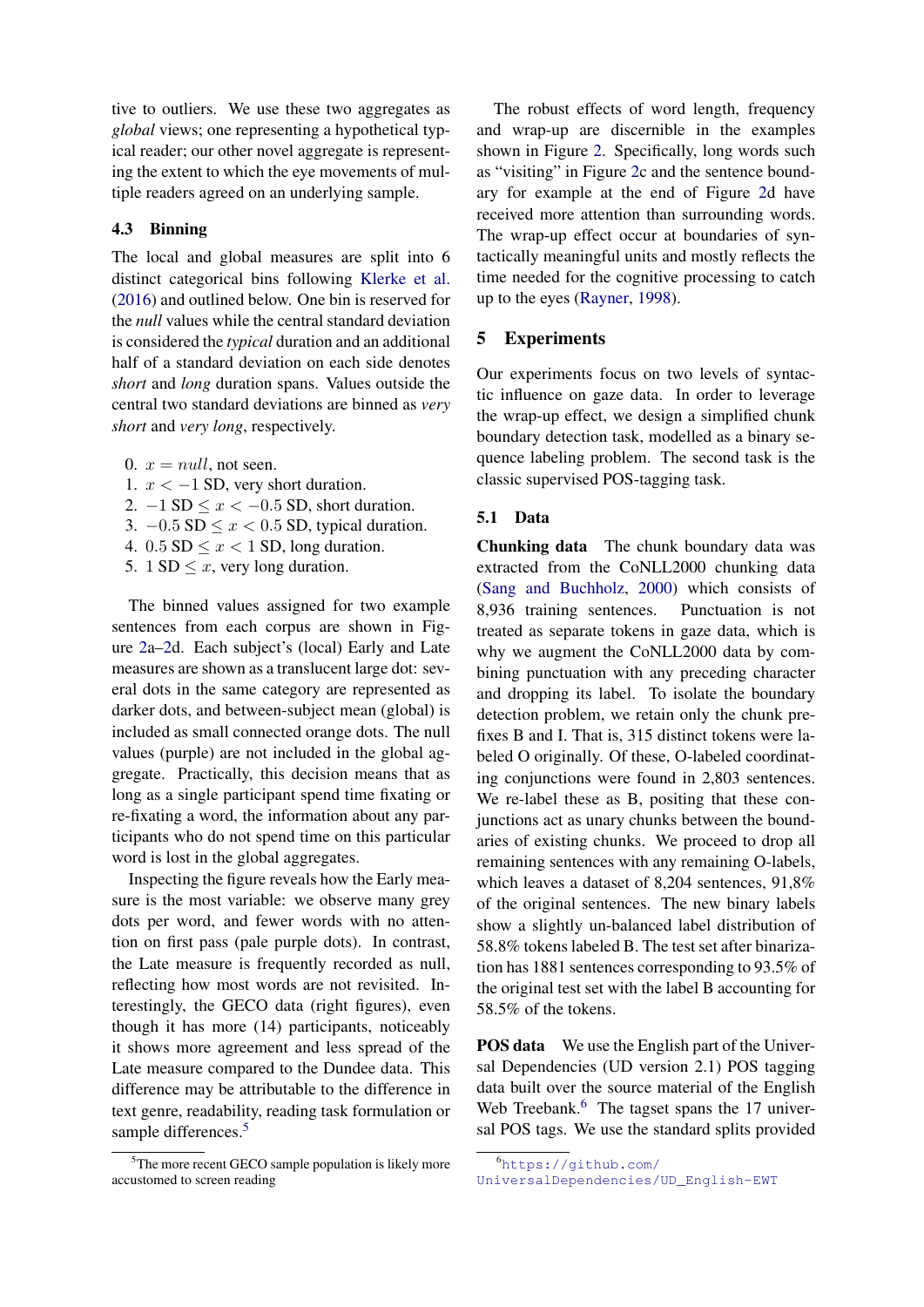tive to outliers. We use these two aggregates as *global* views; one representing a hypothetical typical reader; our other novel aggregate is representing the extent to which the eye movements of multiple readers agreed on an underlying sample.

### 4.3 Binning

The local and global measures are split into 6 distinct categorical bins following Klerke et al. (2016) and outlined below. One bin is reserved for the *null* values while the central standard deviation is considered the *typical* duration and an additional half of a standard deviation on each side denotes *short* and *long* duration spans. Values outside the central two standard deviations are binned as *very short* and *very long*, respectively.

0. $x = null$, not seen.
1. $x < -1$ SD, very short duration.
2. $-1$ SD $\leq x < -0.5$ SD, short duration.
3. $-0.5$ SD $\leq x < 0.5$ SD, typical duration.
4. $0.5$ SD $\leq x < 1$ SD, long duration.
5. $1$ SD $\leq x$, very long duration.

The binned values assigned for two example sentences from each corpus are shown in Figure 2a–2d. Each subject's (local) Early and Late measures are shown as a translucent large dot: several dots in the same category are represented as darker dots, and between-subject mean (global) is included as small connected orange dots. The null values (purple) are not included in the global aggregate. Practically, this decision means that as long as a single participant spend time fixating or re-fixating a word, the information about any participants who do not spend time on this particular word is lost in the global aggregates.

Inspecting the figure reveals how the Early measure is the most variable: we observe many grey dots per word, and fewer words with no attention on first pass (pale purple dots). In contrast, the Late measure is frequently recorded as null, reflecting how most words are not revisited. Interestingly, the GECO data (right figures), even though it has more (14) participants, noticeably it shows more agreement and less spread of the Late measure compared to the Dundee data. This difference may be attributable to the difference in text genre, readability, reading task formulation or sample differences.[5]

[5]The more recent GECO sample population is likely more accustomed to screen reading

The robust effects of word length, frequency and wrap-up are discernible in the examples shown in Figure 2. Specifically, long words such as "visiting" in Figure 2c and the sentence boundary for example at the end of Figure 2d have received more attention than surrounding words. The wrap-up effect occur at boundaries of syntactically meaningful units and mostly reflects the time needed for the cognitive processing to catch up to the eyes (Rayner, 1998).

## 5 Experiments

Our experiments focus on two levels of syntactic influence on gaze data. In order to leverage the wrap-up effect, we design a simplified chunk boundary detection task, modelled as a binary sequence labeling problem. The second task is the classic supervised POS-tagging task.

### 5.1 Data

**Chunking data** The chunk boundary data was extracted from the CoNLL2000 chunking data (Sang and Buchholz, 2000) which consists of 8,936 training sentences. Punctuation is not treated as separate tokens in gaze data, which is why we augment the CoNLL2000 data by combining punctuation with any preceding character and dropping its label. To isolate the boundary detection problem, we retain only the chunk prefixes B and I. That is, 315 distinct tokens were labeled O originally. Of these, O-labeled coordinating conjunctions were found in 2,803 sentences. We re-label these as B, positing that these conjunctions act as unary chunks between the boundaries of existing chunks. We proceed to drop all remaining sentences with any remaining O-labels, which leaves a dataset of 8,204 sentences, 91,8% of the original sentences. The new binary labels show a slightly un-balanced label distribution of 58.8% tokens labeled B. The test set after binarization has 1881 sentences corresponding to 93.5% of the original test set with the label B accounting for 58.5% of the tokens.

**POS data** We use the English part of the Universal Dependencies (UD version 2.1) POS tagging data built over the source material of the English Web Treebank.[6] The tagset spans the 17 universal POS tags. We use the standard splits provided

[6]https://github.com/UniversalDependencies/UD_English-EWT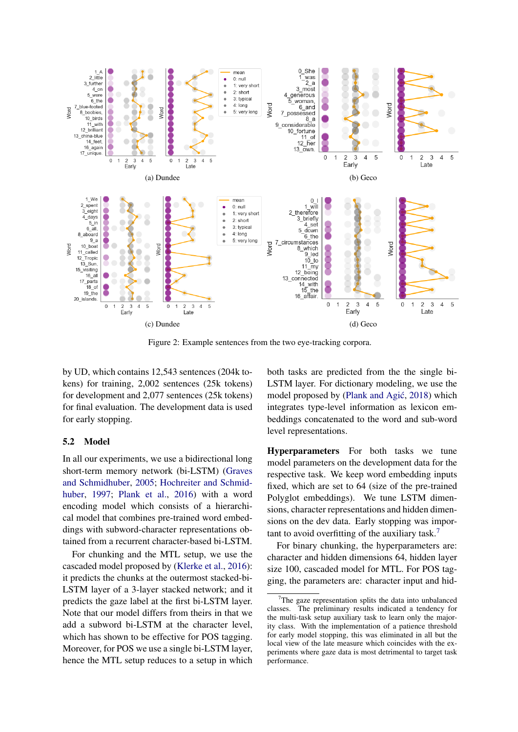(a) Dundee

(b) Geco

(c) Dundee

(d) Geco

Figure 2: Example sentences from the two eye-tracking corpora.

by UD, which contains 12,543 sentences (204k tokens) for training, 2,002 sentences (25k tokens) for development and 2,077 sentences (25k tokens) for final evaluation. The development data is used for early stopping.

## 5.2 Model

In all our experiments, we use a bidirectional long short-term memory network (bi-LSTM) (Graves and Schmidhuber, 2005; Hochreiter and Schmidhuber, 1997; Plank et al., 2016) with a word encoding model which consists of a hierarchical model that combines pre-trained word embeddings with subword-character representations obtained from a recurrent character-based bi-LSTM.

For chunking and the MTL setup, we use the cascaded model proposed by (Klerke et al., 2016): it predicts the chunks at the outermost stacked-bi-LSTM layer of a 3-layer stacked network; and it predicts the gaze label at the first bi-LSTM layer. Note that our model differs from theirs in that we add a subword bi-LSTM at the character level, which has shown to be effective for POS tagging. Moreover, for POS we use a single bi-LSTM layer, hence the MTL setup reduces to a setup in which both tasks are predicted from the the single bi-LSTM layer. For dictionary modeling, we use the model proposed by (Plank and Agić, 2018) which integrates type-level information as lexicon embeddings concatenated to the word and sub-word level representations.

**Hyperparameters** For both tasks we tune model parameters on the development data for the respective task. We keep word embedding inputs fixed, which are set to 64 (size of the pre-trained Polyglot embeddings). We tune LSTM dimensions, character representations and hidden dimensions on the dev data. Early stopping was important to avoid overfitting of the auxiliary task.[7]

For binary chunking, the hyperparameters are: character and hidden dimensions 64, hidden layer size 100, cascaded model for MTL. For POS tagging, the parameters are: character input and hid-

[7] The gaze representation splits the data into unbalanced classes. The preliminary results indicated a tendency for the multi-task setup auxiliary task to learn only the majority class. With the implementation of a patience threshold for early model stopping, this was eliminated in all but the local view of the late measure which coincides with the experiments where gaze data is most detrimental to target task performance.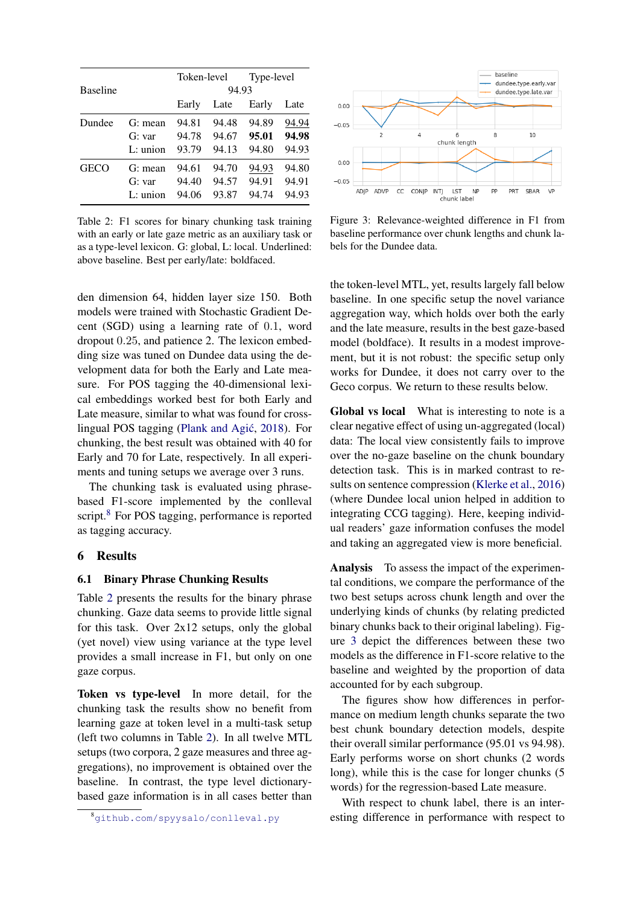| Baseline |  | Token-level | | Type-level | |
|---|---|---|---|---|---|
|  |  | 94.93 | | | |
|  |  | Early | Late | Early | Late |
| Dundee | G: mean | 94.81 | 94.48 | 94.89 | 94.94 |
|  | G: var | 94.78 | 94.67 | **95.01** | **94.98** |
|  | L: union | 93.79 | 94.13 | 94.80 | 94.93 |
| GECO | G: mean | 94.61 | 94.70 | 94.93 | 94.80 |
|  | G: var | 94.40 | 94.57 | 94.91 | 94.91 |
|  | L: union | 94.06 | 93.87 | 94.74 | 94.93 |

Table 2: F1 scores for binary chunking task training with an early or late gaze metric as an auxiliary task or as a type-level lexicon. G: global, L: local. Underlined: above baseline. Best per early/late: boldfaced.

den dimension 64, hidden layer size 150. Both models were trained with Stochastic Gradient Decent (SGD) using a learning rate of 0.1, word dropout 0.25, and patience 2. The lexicon embedding size was tuned on Dundee data using the development data for both the Early and Late measure. For POS tagging the 40-dimensional lexical embeddings worked best for both Early and Late measure, similar to what was found for cross-lingual POS tagging (Plank and Agić, 2018). For chunking, the best result was obtained with 40 for Early and 70 for Late, respectively. In all experiments and tuning setups we average over 3 runs.

The chunking task is evaluated using phrase-based F1-score implemented by the conlleval script.[8] For POS tagging, performance is reported as tagging accuracy.

## 6 Results

### 6.1 Binary Phrase Chunking Results

Table 2 presents the results for the binary phrase chunking. Gaze data seems to provide little signal for this task. Over 2x12 setups, only the global (yet novel) view using variance at the type level provides a small increase in F1, but only on one gaze corpus.

**Token vs type-level** In more detail, for the chunking task the results show no benefit from learning gaze at token level in a multi-task setup (left two columns in Table 2). In all twelve MTL setups (two corpora, 2 gaze measures and three aggregations), no improvement is obtained over the baseline. In contrast, the type level dictionary-based gaze information is in all cases better than the token-level MTL, yet, results largely fall below baseline. In one specific setup the novel variance aggregation way, which holds over both the early and the late measure, results in the best gaze-based model (boldface). It results in a modest improvement, but it is not robust: the specific setup only works for Dundee, it does not carry over to the Geco corpus. We return to these results below.

[8] github.com/spyysalo/conlleval.py

Figure 3: Relevance-weighted difference in F1 from baseline performance over chunk lengths and chunk labels for the Dundee data.

**Global vs local** What is interesting to note is a clear negative effect of using un-aggregated (local) data: The local view consistently fails to improve over the no-gaze baseline on the chunk boundary detection task. This is in marked contrast to results on sentence compression (Klerke et al., 2016) (where Dundee local union helped in addition to integrating CCG tagging). Here, keeping individual readers' gaze information confuses the model and taking an aggregated view is more beneficial.

**Analysis** To assess the impact of the experimental conditions, we compare the performance of the two best setups across chunk length and over the underlying kinds of chunks (by relating predicted binary chunks back to their original labeling). Figure 3 depict the differences between these two models as the difference in F1-score relative to the baseline and weighted by the proportion of data accounted for by each subgroup.

The figures show how differences in performance on medium length chunks separate the two best chunk boundary detection models, despite their overall similar performance (95.01 vs 94.98). Early performs worse on short chunks (2 words long), while this is the case for longer chunks (5 words) for the regression-based Late measure.

With respect to chunk label, there is an interesting difference in performance with respect to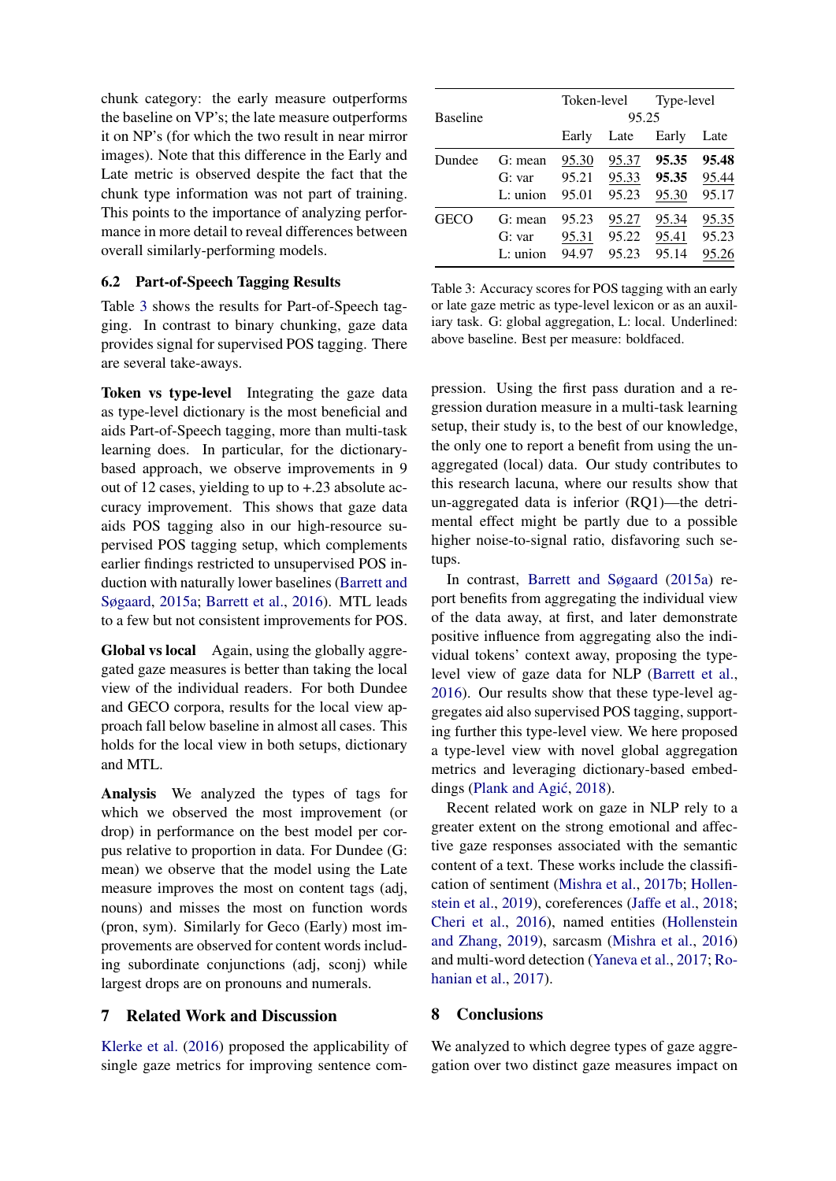chunk category: the early measure outperforms the baseline on VP's; the late measure outperforms it on NP's (for which the two result in near mirror images). Note that this difference in the Early and Late metric is observed despite the fact that the chunk type information was not part of training. This points to the importance of analyzing performance in more detail to reveal differences between overall similarly-performing models.

### 6.2 Part-of-Speech Tagging Results

Table 3 shows the results for Part-of-Speech tagging. In contrast to binary chunking, gaze data provides signal for supervised POS tagging. There are several take-aways.

**Token vs type-level** Integrating the gaze data as type-level dictionary is the most beneficial and aids Part-of-Speech tagging, more than multi-task learning does. In particular, for the dictionary-based approach, we observe improvements in 9 out of 12 cases, yielding to up to +.23 absolute accuracy improvement. This shows that gaze data aids POS tagging also in our high-resource supervised POS tagging setup, which complements earlier findings restricted to unsupervised POS induction with naturally lower baselines (Barrett and Søgaard, 2015a; Barrett et al., 2016). MTL leads to a few but not consistent improvements for POS.

**Global vs local** Again, using the globally aggregated gaze measures is better than taking the local view of the individual readers. For both Dundee and GECO corpora, results for the local view approach fall below baseline in almost all cases. This holds for the local view in both setups, dictionary and MTL.

**Analysis** We analyzed the types of tags for which we observed the most improvement (or drop) in performance on the best model per corpus relative to proportion in data. For Dundee (G: mean) we observe that the model using the Late measure improves the most on content tags (adj, nouns) and misses the most on function words (pron, sym). Similarly for Geco (Early) most improvements are observed for content words including subordinate conjunctions (adj, sconj) while largest drops are on pronouns and numerals.

| | | Token-level | | Type-level | |
|---|---|---|---|---|---|
| Baseline | | 95.25 | | | |
| | | Early | Late | Early | Late |
| Dundee | G: mean | <u>95.30</u> | <u>95.37</u> | **95.35** | **95.48** |
| | G: var | 95.21 | <u>95.33</u> | **95.35** | <u>95.44</u> |
| | L: union | 95.01 | 95.23 | <u>95.30</u> | 95.17 |
| GECO | G: mean | 95.23 | <u>95.27</u> | <u>95.34</u> | <u>95.35</u> |
| | G: var | <u>95.31</u> | 95.22 | <u>95.41</u> | 95.23 |
| | L: union | 94.97 | 95.23 | 95.14 | <u>95.26</u> |

Table 3: Accuracy scores for POS tagging with an early or late gaze metric as type-level lexicon or as an auxiliary task. G: global aggregation, L: local. Underlined: above baseline. Best per measure: boldfaced.

## 7 Related Work and Discussion

Klerke et al. (2016) proposed the applicability of single gaze metrics for improving sentence compression. Using the first pass duration and a regression duration measure in a multi-task learning setup, their study is, to the best of our knowledge, the only one to report a benefit from using the unaggregated (local) data. Our study contributes to this research lacuna, where our results show that un-aggregated data is inferior (RQ1)—the detrimental effect might be partly due to a possible higher noise-to-signal ratio, disfavoring such setups.

In contrast, Barrett and Søgaard (2015a) report benefits from aggregating the individual view of the data away, at first, and later demonstrate positive influence from aggregating also the individual tokens' context away, proposing the type-level view of gaze data for NLP (Barrett et al., 2016). Our results show that these type-level aggregates aid also supervised POS tagging, supporting further this type-level view. We here proposed a type-level view with novel global aggregation metrics and leveraging dictionary-based embeddings (Plank and Agić, 2018).

Recent related work on gaze in NLP rely to a greater extent on the strong emotional and affective gaze responses associated with the semantic content of a text. These works include the classification of sentiment (Mishra et al., 2017b; Hollenstein et al., 2019), coreferences (Jaffe et al., 2018; Cheri et al., 2016), named entities (Hollenstein and Zhang, 2019), sarcasm (Mishra et al., 2016) and multi-word detection (Yaneva et al., 2017; Rohanian et al., 2017).

## 8 Conclusions

We analyzed to which degree types of gaze aggregation over two distinct gaze measures impact on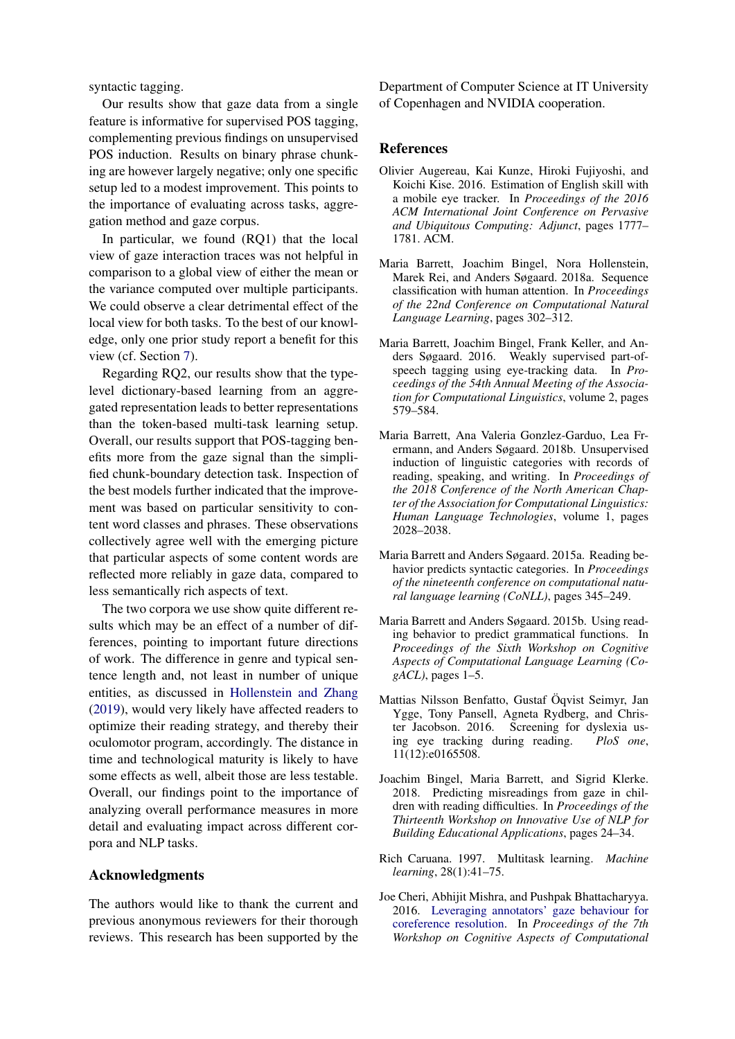syntactic tagging.

Our results show that gaze data from a single feature is informative for supervised POS tagging, complementing previous findings on unsupervised POS induction. Results on binary phrase chunking are however largely negative; only one specific setup led to a modest improvement. This points to the importance of evaluating across tasks, aggregation method and gaze corpus.

In particular, we found (RQ1) that the local view of gaze interaction traces was not helpful in comparison to a global view of either the mean or the variance computed over multiple participants. We could observe a clear detrimental effect of the local view for both tasks. To the best of our knowledge, only one prior study report a benefit for this view (cf. Section 7).

Regarding RQ2, our results show that the type-level dictionary-based learning from an aggregated representation leads to better representations than the token-based multi-task learning setup. Overall, our results support that POS-tagging benefits more from the gaze signal than the simplified chunk-boundary detection task. Inspection of the best models further indicated that the improvement was based on particular sensitivity to content word classes and phrases. These observations collectively agree well with the emerging picture that particular aspects of some content words are reflected more reliably in gaze data, compared to less semantically rich aspects of text.

The two corpora we use show quite different results which may be an effect of a number of differences, pointing to important future directions of work. The difference in genre and typical sentence length and, not least in number of unique entities, as discussed in Hollenstein and Zhang (2019), would very likely have affected readers to optimize their reading strategy, and thereby their oculomotor program, accordingly. The distance in time and technological maturity is likely to have some effects as well, albeit those are less testable. Overall, our findings point to the importance of analyzing overall performance measures in more detail and evaluating impact across different corpora and NLP tasks.

## Acknowledgments

The authors would like to thank the current and previous anonymous reviewers for their thorough reviews. This research has been supported by the Department of Computer Science at IT University of Copenhagen and NVIDIA cooperation.

## References

Olivier Augereau, Kai Kunze, Hiroki Fujiyoshi, and Koichi Kise. 2016. Estimation of English skill with a mobile eye tracker. In *Proceedings of the 2016 ACM International Joint Conference on Pervasive and Ubiquitous Computing: Adjunct*, pages 1777–1781. ACM.

Maria Barrett, Joachim Bingel, Nora Hollenstein, Marek Rei, and Anders Søgaard. 2018a. Sequence classification with human attention. In *Proceedings of the 22nd Conference on Computational Natural Language Learning*, pages 302–312.

Maria Barrett, Joachim Bingel, Frank Keller, and Anders Søgaard. 2016. Weakly supervised part-of-speech tagging using eye-tracking data. In *Proceedings of the 54th Annual Meeting of the Association for Computational Linguistics*, volume 2, pages 579–584.

Maria Barrett, Ana Valeria Gonzlez-Garduo, Lea Frermann, and Anders Søgaard. 2018b. Unsupervised induction of linguistic categories with records of reading, speaking, and writing. In *Proceedings of the 2018 Conference of the North American Chapter of the Association for Computational Linguistics: Human Language Technologies*, volume 1, pages 2028–2038.

Maria Barrett and Anders Søgaard. 2015a. Reading behavior predicts syntactic categories. In *Proceedings of the nineteenth conference on computational natural language learning (CoNLL)*, pages 345–249.

Maria Barrett and Anders Søgaard. 2015b. Using reading behavior to predict grammatical functions. In *Proceedings of the Sixth Workshop on Cognitive Aspects of Computational Language Learning (CogACL)*, pages 1–5.

Mattias Nilsson Benfatto, Gustaf Öqvist Seimyr, Jan Ygge, Tony Pansell, Agneta Rydberg, and Christer Jacobson. 2016. Screening for dyslexia using eye tracking during reading. *PloS one*, 11(12):e0165508.

Joachim Bingel, Maria Barrett, and Sigrid Klerke. 2018. Predicting misreadings from gaze in children with reading difficulties. In *Proceedings of the Thirteenth Workshop on Innovative Use of NLP for Building Educational Applications*, pages 24–34.

Rich Caruana. 1997. Multitask learning. *Machine learning*, 28(1):41–75.

Joe Cheri, Abhijit Mishra, and Pushpak Bhattacharyya. 2016. Leveraging annotators' gaze behaviour for coreference resolution. In *Proceedings of the 7th Workshop on Cognitive Aspects of Computational*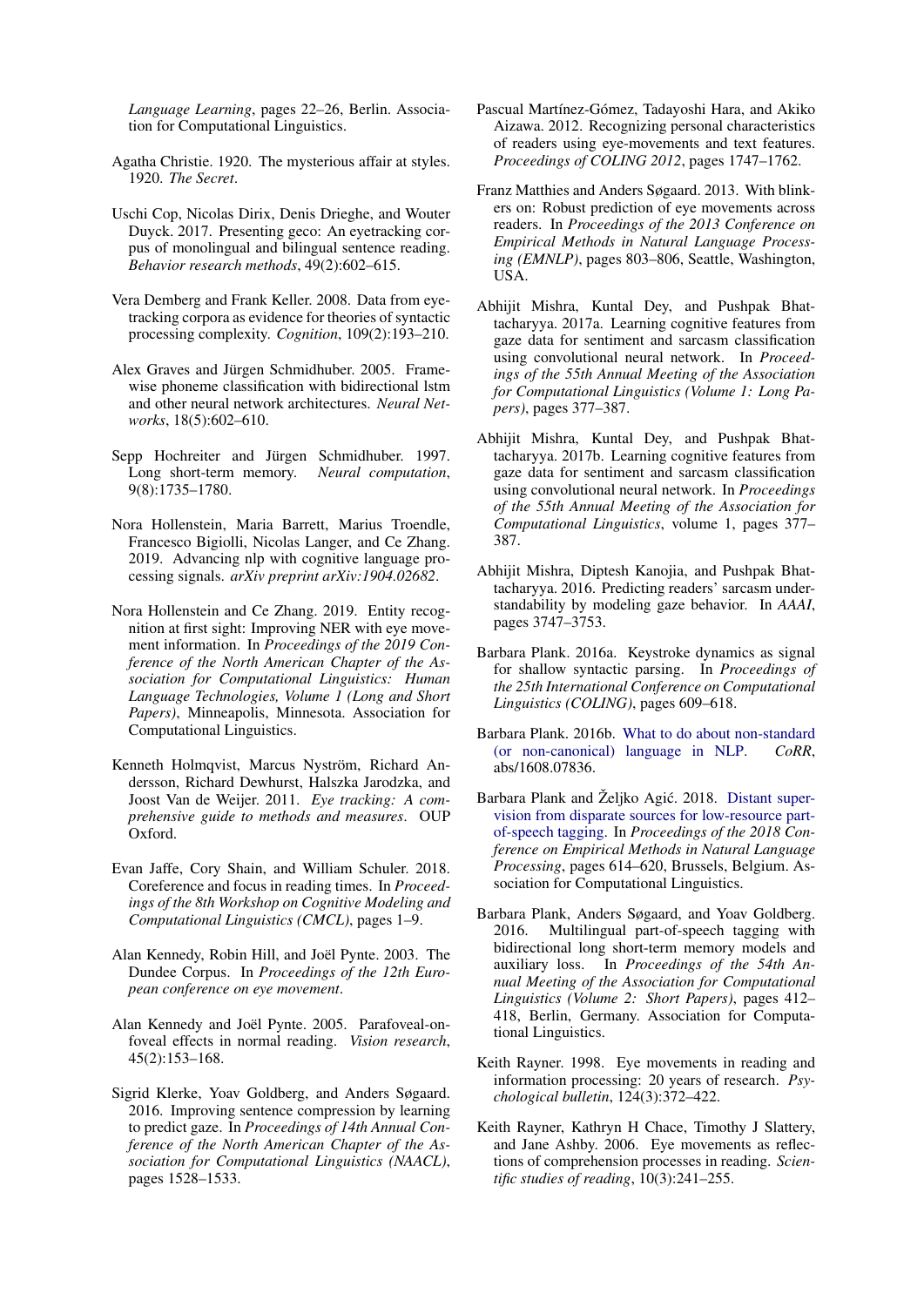*Language Learning*, pages 22–26, Berlin. Association for Computational Linguistics.

Agatha Christie. 1920. The mysterious affair at styles. 1920. *The Secret*.

Uschi Cop, Nicolas Dirix, Denis Drieghe, and Wouter Duyck. 2017. Presenting geco: An eyetracking corpus of monolingual and bilingual sentence reading. *Behavior research methods*, 49(2):602–615.

Vera Demberg and Frank Keller. 2008. Data from eye-tracking corpora as evidence for theories of syntactic processing complexity. *Cognition*, 109(2):193–210.

Alex Graves and Jürgen Schmidhuber. 2005. Framewise phoneme classification with bidirectional lstm and other neural network architectures. *Neural Networks*, 18(5):602–610.

Sepp Hochreiter and Jürgen Schmidhuber. 1997. Long short-term memory. *Neural computation*, 9(8):1735–1780.

Nora Hollenstein, Maria Barrett, Marius Troendle, Francesco Bigiolli, Nicolas Langer, and Ce Zhang. 2019. Advancing nlp with cognitive language processing signals. *arXiv preprint arXiv:1904.02682*.

Nora Hollenstein and Ce Zhang. 2019. Entity recognition at first sight: Improving NER with eye movement information. In *Proceedings of the 2019 Conference of the North American Chapter of the Association for Computational Linguistics: Human Language Technologies, Volume 1 (Long and Short Papers)*, Minneapolis, Minnesota. Association for Computational Linguistics.

Kenneth Holmqvist, Marcus Nyström, Richard Andersson, Richard Dewhurst, Halszka Jarodzka, and Joost Van de Weijer. 2011. *Eye tracking: A comprehensive guide to methods and measures*. OUP Oxford.

Evan Jaffe, Cory Shain, and William Schuler. 2018. Coreference and focus in reading times. In *Proceedings of the 8th Workshop on Cognitive Modeling and Computational Linguistics (CMCL)*, pages 1–9.

Alan Kennedy, Robin Hill, and Joël Pynte. 2003. The Dundee Corpus. In *Proceedings of the 12th European conference on eye movement*.

Alan Kennedy and Joël Pynte. 2005. Parafoveal-on-foveal effects in normal reading. *Vision research*, 45(2):153–168.

Sigrid Klerke, Yoav Goldberg, and Anders Søgaard. 2016. Improving sentence compression by learning to predict gaze. In *Proceedings of 14th Annual Conference of the North American Chapter of the Association for Computational Linguistics (NAACL)*, pages 1528–1533.

Pascual Martínez-Gómez, Tadayoshi Hara, and Akiko Aizawa. 2012. Recognizing personal characteristics of readers using eye-movements and text features. *Proceedings of COLING 2012*, pages 1747–1762.

Franz Matthies and Anders Søgaard. 2013. With blinkers on: Robust prediction of eye movements across readers. In *Proceedings of the 2013 Conference on Empirical Methods in Natural Language Processing (EMNLP)*, pages 803–806, Seattle, Washington, USA.

Abhijit Mishra, Kuntal Dey, and Pushpak Bhattacharyya. 2017a. Learning cognitive features from gaze data for sentiment and sarcasm classification using convolutional neural network. In *Proceedings of the 55th Annual Meeting of the Association for Computational Linguistics (Volume 1: Long Papers)*, pages 377–387.

Abhijit Mishra, Kuntal Dey, and Pushpak Bhattacharyya. 2017b. Learning cognitive features from gaze data for sentiment and sarcasm classification using convolutional neural network. In *Proceedings of the 55th Annual Meeting of the Association for Computational Linguistics*, volume 1, pages 377–387.

Abhijit Mishra, Diptesh Kanojia, and Pushpak Bhattacharyya. 2016. Predicting readers' sarcasm understandability by modeling gaze behavior. In *AAAI*, pages 3747–3753.

Barbara Plank. 2016a. Keystroke dynamics as signal for shallow syntactic parsing. In *Proceedings of the 25th International Conference on Computational Linguistics (COLING)*, pages 609–618.

Barbara Plank. 2016b. What to do about non-standard (or non-canonical) language in NLP. *CoRR*, abs/1608.07836.

Barbara Plank and Željko Agić. 2018. Distant supervision from disparate sources for low-resource part-of-speech tagging. In *Proceedings of the 2018 Conference on Empirical Methods in Natural Language Processing*, pages 614–620, Brussels, Belgium. Association for Computational Linguistics.

Barbara Plank, Anders Søgaard, and Yoav Goldberg. 2016. Multilingual part-of-speech tagging with bidirectional long short-term memory models and auxiliary loss. In *Proceedings of the 54th Annual Meeting of the Association for Computational Linguistics (Volume 2: Short Papers)*, pages 412–418, Berlin, Germany. Association for Computational Linguistics.

Keith Rayner. 1998. Eye movements in reading and information processing: 20 years of research. *Psychological bulletin*, 124(3):372–422.

Keith Rayner, Kathryn H Chace, Timothy J Slattery, and Jane Ashby. 2006. Eye movements as reflections of comprehension processes in reading. *Scientific studies of reading*, 10(3):241–255.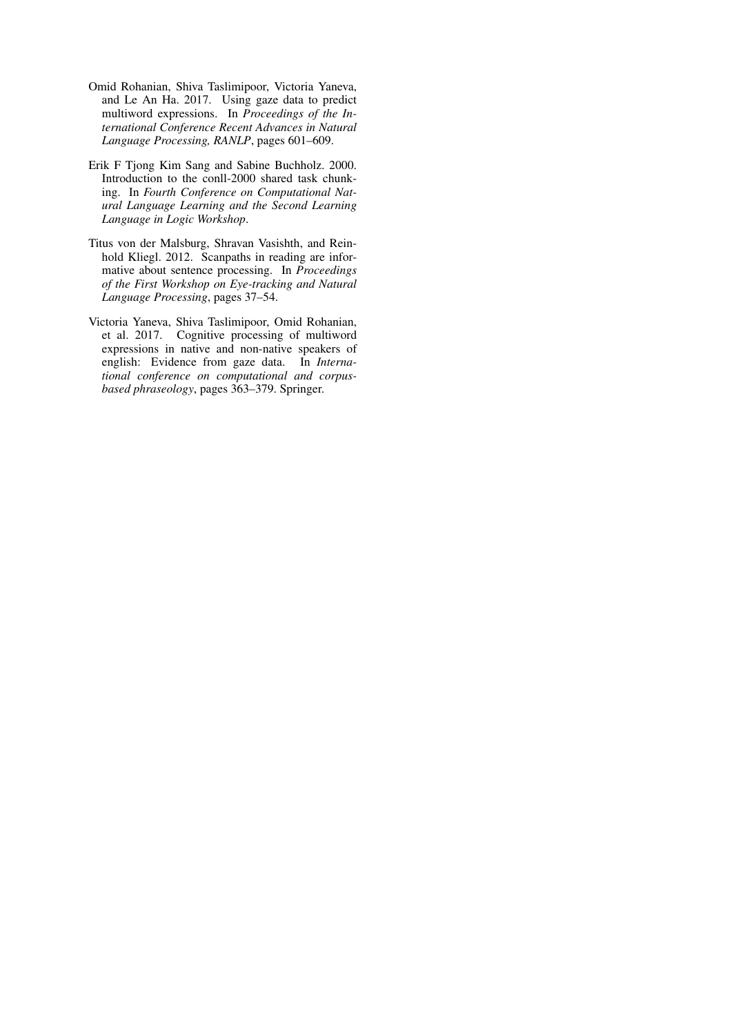Omid Rohanian, Shiva Taslimipoor, Victoria Yaneva, and Le An Ha. 2017. Using gaze data to predict multiword expressions. In *Proceedings of the International Conference Recent Advances in Natural Language Processing, RANLP*, pages 601–609.

Erik F Tjong Kim Sang and Sabine Buchholz. 2000. Introduction to the conll-2000 shared task chunking. In *Fourth Conference on Computational Natural Language Learning and the Second Learning Language in Logic Workshop*.

Titus von der Malsburg, Shravan Vasishth, and Reinhold Kliegl. 2012. Scanpaths in reading are informative about sentence processing. In *Proceedings of the First Workshop on Eye-tracking and Natural Language Processing*, pages 37–54.

Victoria Yaneva, Shiva Taslimipoor, Omid Rohanian, et al. 2017. Cognitive processing of multiword expressions in native and non-native speakers of english: Evidence from gaze data. In *International conference on computational and corpus-based phraseology*, pages 363–379. Springer.